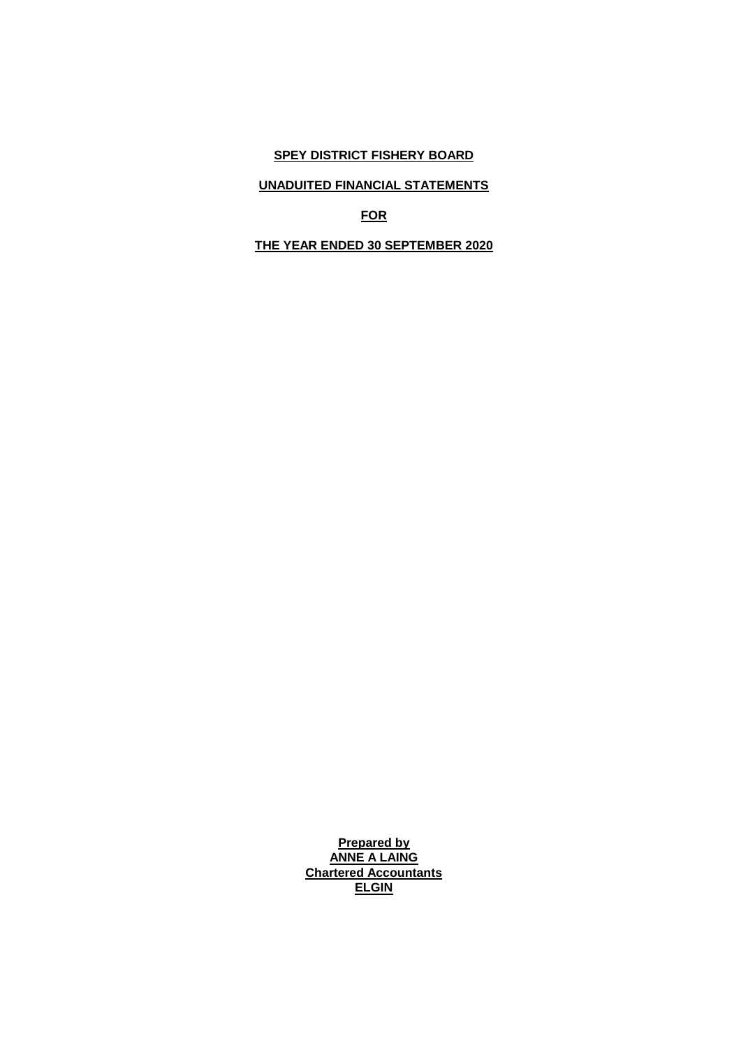# SPEY DISTRICT FISHERY BOARD

## UNADUITED FINANCIAL STATEMENTS

## FOR

## THE YEAR ENDED 30 SEPTEMBER 2020

**Prepared by**
**ANNE A LAING**
**Chartered Accountants**
**ELGIN**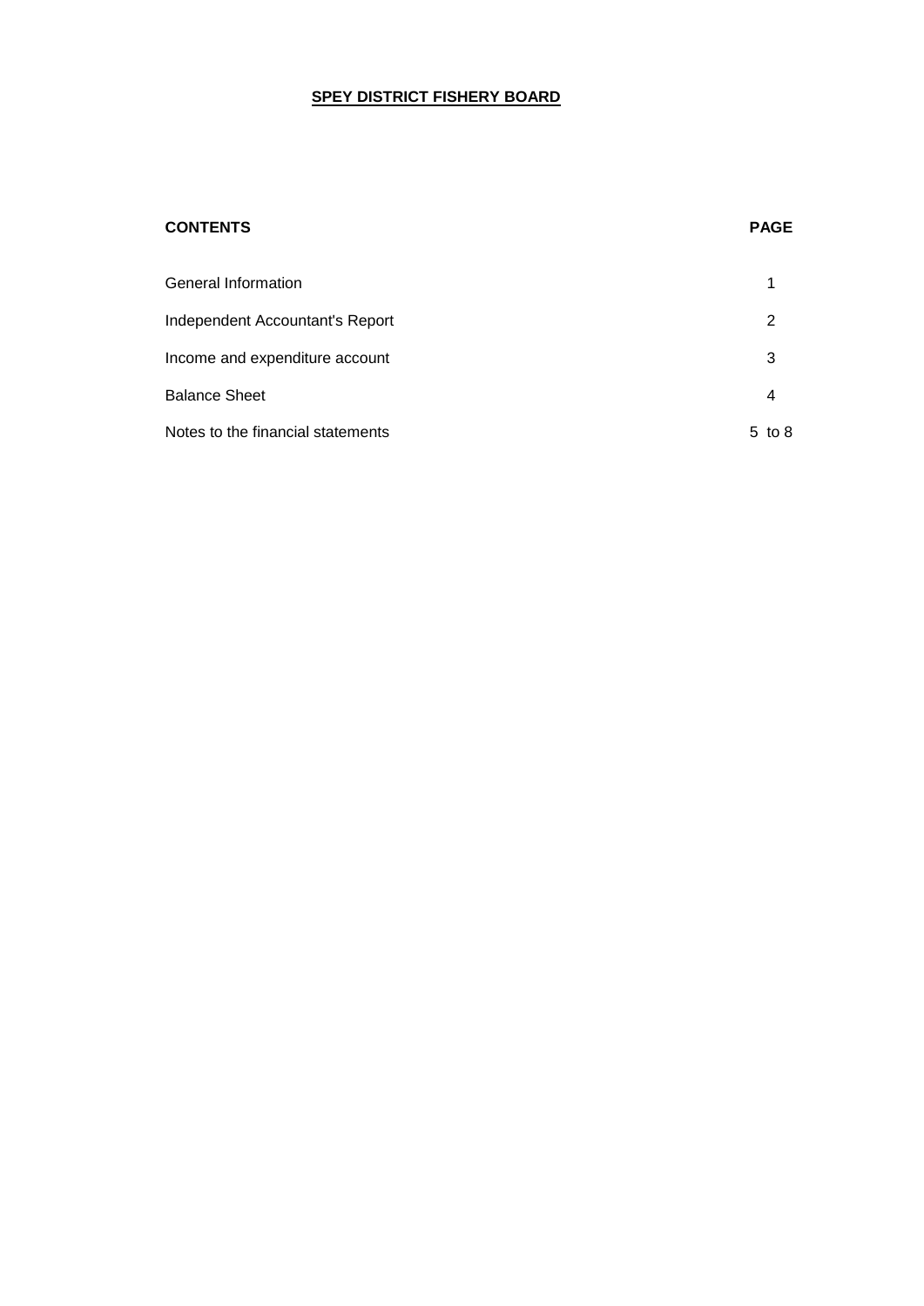# SPEY DISTRICT FISHERY BOARD

| CONTENTS | PAGE |
|---|---|
| General Information | 1 |
| Independent Accountant's Report | 2 |
| Income and expenditure account | 3 |
| Balance Sheet | 4 |
| Notes to the financial statements | 5 to 8 |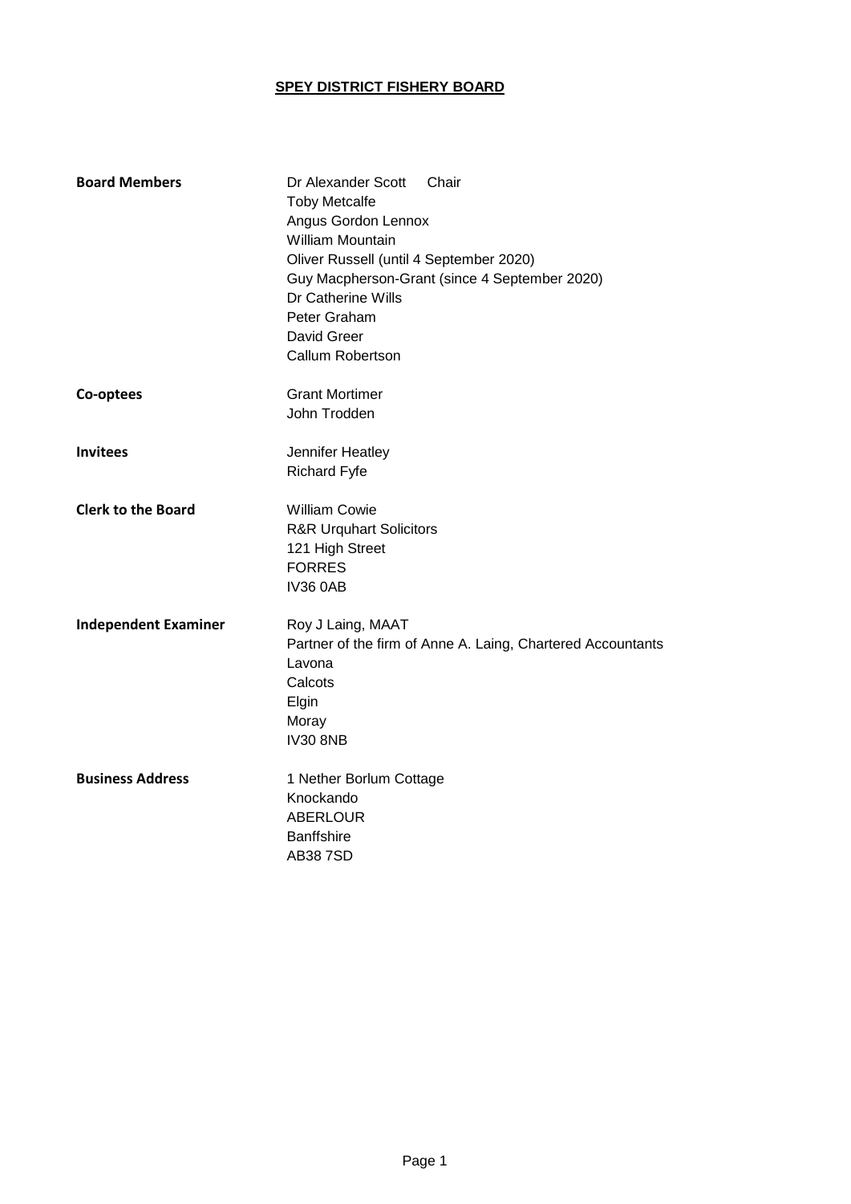# SPEY DISTRICT FISHERY BOARD

| | |
|---|---|
| **Board Members** | Dr Alexander Scott Chair<br>Toby Metcalfe<br>Angus Gordon Lennox<br>William Mountain<br>Oliver Russell (until 4 September 2020)<br>Guy Macpherson-Grant (since 4 September 2020)<br>Dr Catherine Wills<br>Peter Graham<br>David Greer<br>Callum Robertson |
| **Co-optees** | Grant Mortimer<br>John Trodden |
| **Invitees** | Jennifer Heatley<br>Richard Fyfe |
| **Clerk to the Board** | William Cowie<br>R&R Urquhart Solicitors<br>121 High Street<br>FORRES<br>IV36 0AB |
| **Independent Examiner** | Roy J Laing, MAAT<br>Partner of the firm of Anne A. Laing, Chartered Accountants<br>Lavona<br>Calcots<br>Elgin<br>Moray<br>IV30 8NB |
| **Business Address** | 1 Nether Borlum Cottage<br>Knockando<br>ABERLOUR<br>Banffshire<br>AB38 7SD |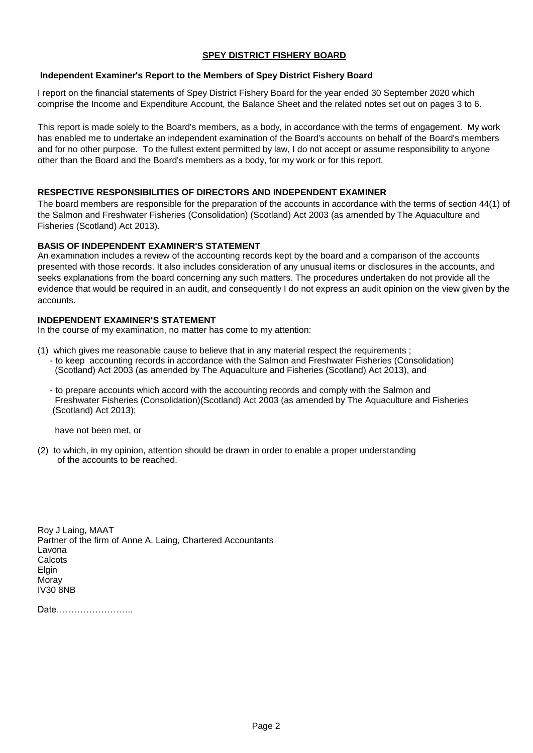## SPEY DISTRICT FISHERY BOARD

### Independent Examiner's Report to the Members of Spey District Fishery Board

I report on the financial statements of Spey District Fishery Board for the year ended 30 September 2020 which comprise the Income and Expenditure Account, the Balance Sheet and the related notes set out on pages 3 to 6.

This report is made solely to the Board's members, as a body, in accordance with the terms of engagement. My work has enabled me to undertake an independent examination of the Board's accounts on behalf of the Board's members and for no other purpose. To the fullest extent permitted by law, I do not accept or assume responsibility to anyone other than the Board and the Board's members as a body, for my work or for this report.

**RESPECTIVE RESPONSIBILITIES OF DIRECTORS AND INDEPENDENT EXAMINER**

The board members are responsible for the preparation of the accounts in accordance with the terms of section 44(1) of the Salmon and Freshwater Fisheries (Consolidation) (Scotland) Act 2003 (as amended by The Aquaculture and Fisheries (Scotland) Act 2013).

**BASIS OF INDEPENDENT EXAMINER'S STATEMENT**

An examination includes a review of the accounting records kept by the board and a comparison of the accounts presented with those records. It also includes consideration of any unusual items or disclosures in the accounts, and seeks explanations from the board concerning any such matters. The procedures undertaken do not provide all the evidence that would be required in an audit, and consequently I do not express an audit opinion on the view given by the accounts.

**INDEPENDENT EXAMINER'S STATEMENT**

In the course of my examination, no matter has come to my attention:

(1) which gives me reasonable cause to believe that in any material respect the requirements ;

- to keep accounting records in accordance with the Salmon and Freshwater Fisheries (Consolidation) (Scotland) Act 2003 (as amended by The Aquaculture and Fisheries (Scotland) Act 2013), and
- to prepare accounts which accord with the accounting records and comply with the Salmon and Freshwater Fisheries (Consolidation)(Scotland) Act 2003 (as amended by The Aquaculture and Fisheries (Scotland) Act 2013);

have not been met, or

(2) to which, in my opinion, attention should be drawn in order to enable a proper understanding of the accounts to be reached.

Roy J Laing, MAAT
Partner of the firm of Anne A. Laing, Chartered Accountants
Lavona
Calcots
Elgin
Moray
IV30 8NB

Date……………………..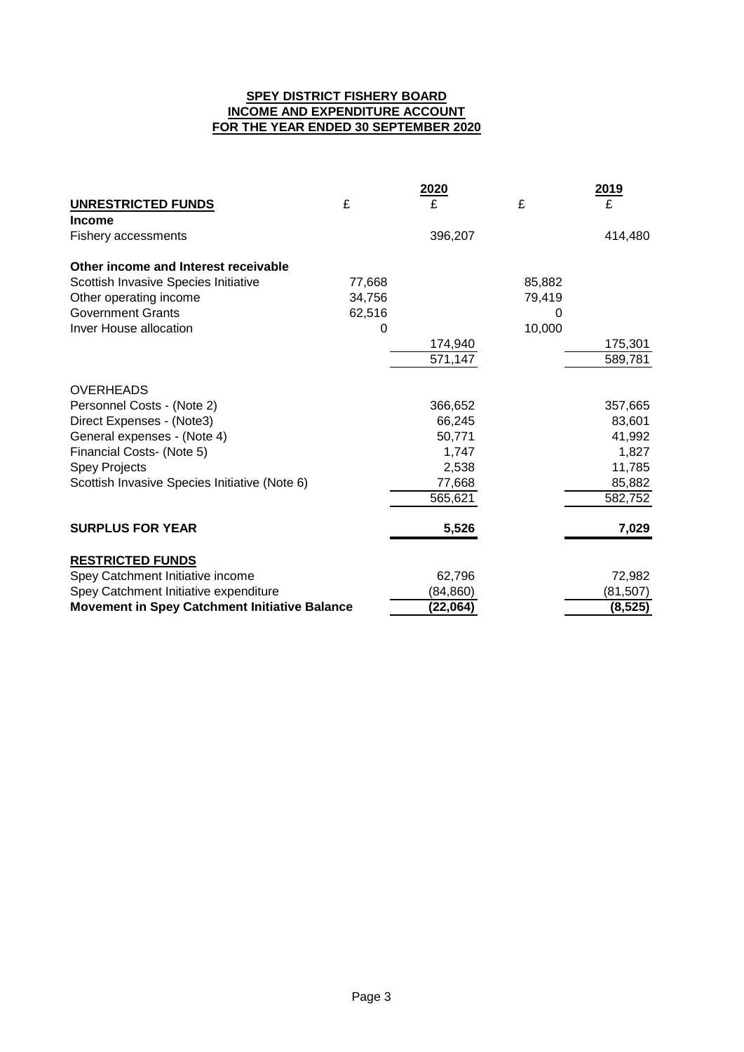**SPEY DISTRICT FISHERY BOARD**
**INCOME AND EXPENDITURE ACCOUNT**
**FOR THE YEAR ENDED 30 SEPTEMBER 2020**

| | | 2020 | | 2019 |
|---|---|---|---|---|
| **UNRESTRICTED FUNDS** | £ | £ | £ | £ |
| **Income** | | | | |
| Fishery accessments | | 396,207 | | 414,480 |
| | | | | |
| **Other income and Interest receivable** | | | | |
| Scottish Invasive Species Initiative | 77,668 | | 85,882 | |
| Other operating income | 34,756 | | 79,419 | |
| Government Grants | 62,516 | | 0 | |
| Inver House allocation | 0 | | 10,000 | |
| | | 174,940 | | 175,301 |
| | | 571,147 | | 589,781 |
| | | | | |
| OVERHEADS | | | | |
| Personnel Costs - (Note 2) | | 366,652 | | 357,665 |
| Direct Expenses - (Note3) | | 66,245 | | 83,601 |
| General expenses - (Note 4) | | 50,771 | | 41,992 |
| Financial Costs- (Note 5) | | 1,747 | | 1,827 |
| Spey Projects | | 2,538 | | 11,785 |
| Scottish Invasive Species Initiative (Note 6) | | 77,668 | | 85,882 |
| | | 565,621 | | 582,752 |
| | | | | |
| **SURPLUS FOR YEAR** | | **5,526** | | **7,029** |
| | | | | |
| **RESTRICTED FUNDS** | | | | |
| Spey Catchment Initiative income | | 62,796 | | 72,982 |
| Spey Catchment Initiative expenditure | | (84,860) | | (81,507) |
| **Movement in Spey Catchment Initiative Balance** | | **(22,064)** | | **(8,525)** |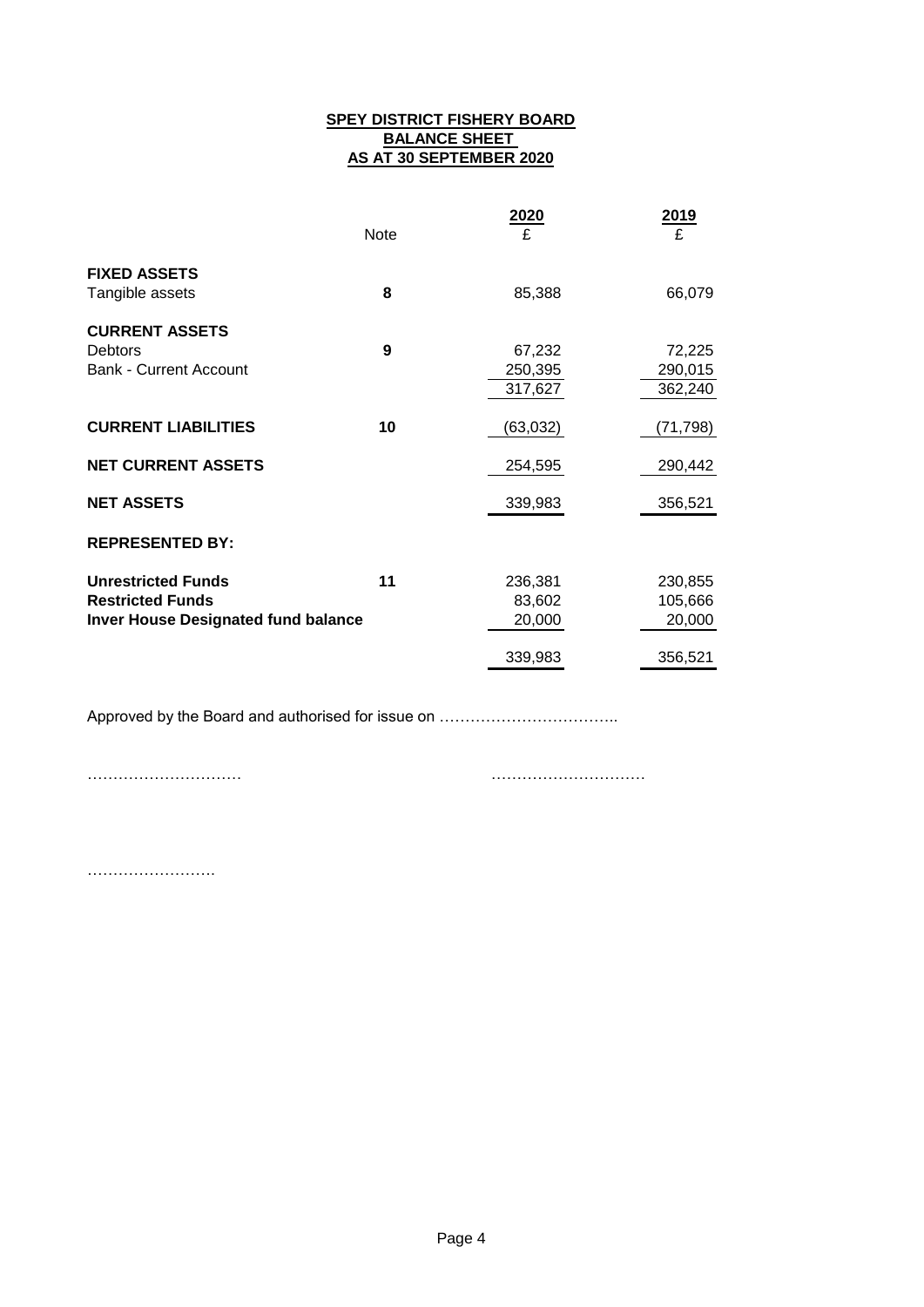**SPEY DISTRICT FISHERY BOARD**
**BALANCE SHEET**
**AS AT 30 SEPTEMBER 2020**

| | Note | 2020 £ | 2019 £ |
|---|---|---|---|
| **FIXED ASSETS** | | | |
| Tangible assets | **8** | 85,388 | 66,079 |
| **CURRENT ASSETS** | | | |
| Debtors | **9** | 67,232 | 72,225 |
| Bank - Current Account | | 250,395 | 290,015 |
| | | 317,627 | 362,240 |
| **CURRENT LIABILITIES** | **10** | (63,032) | (71,798) |
| **NET CURRENT ASSETS** | | 254,595 | 290,442 |
| **NET ASSETS** | | 339,983 | 356,521 |
| **REPRESENTED BY:** | | | |
| **Unrestricted Funds** | **11** | 236,381 | 230,855 |
| **Restricted Funds** | | 83,602 | 105,666 |
| **Inver House Designated fund balance** | | 20,000 | 20,000 |
| | | 339,983 | 356,521 |

Approved by the Board and authorised for issue on ……………………………..

…………………………  …………………………

…………………….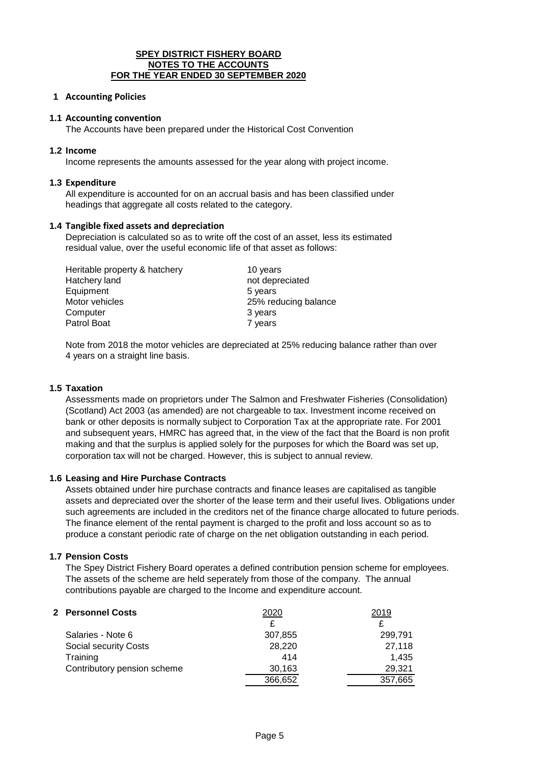**SPEY DISTRICT FISHERY BOARD**
**NOTES TO THE ACCOUNTS**
**FOR THE YEAR ENDED 30 SEPTEMBER 2020**

## 1 Accounting Policies

### 1.1 Accounting convention

The Accounts have been prepared under the Historical Cost Convention

### 1.2 Income

Income represents the amounts assessed for the year along with project income.

### 1.3 Expenditure

All expenditure is accounted for on an accrual basis and has been classified under headings that aggregate all costs related to the category.

### 1.4 Tangible fixed assets and depreciation

Depreciation is calculated so as to write off the cost of an asset, less its estimated residual value, over the useful economic life of that asset as follows:

| | |
|---|---|
| Heritable property & hatchery | 10 years |
| Hatchery land | not depreciated |
| Equipment | 5 years |
| Motor vehicles | 25% reducing balance |
| Computer | 3 years |
| Patrol Boat | 7 years |

Note from 2018 the motor vehicles are depreciated at 25% reducing balance rather than over 4 years on a straight line basis.

### 1.5 Taxation

Assessments made on proprietors under The Salmon and Freshwater Fisheries (Consolidation) (Scotland) Act 2003 (as amended) are not chargeable to tax. Investment income received on bank or other deposits is normally subject to Corporation Tax at the appropriate rate. For 2001 and subsequent years, HMRC has agreed that, in the view of the fact that the Board is non profit making and that the surplus is applied solely for the purposes for which the Board was set up, corporation tax will not be charged. However, this is subject to annual review.

### 1.6 Leasing and Hire Purchase Contracts

Assets obtained under hire purchase contracts and finance leases are capitalised as tangible assets and depreciated over the shorter of the lease term and their useful lives. Obligations under such agreements are included in the creditors net of the finance charge allocated to future periods. The finance element of the rental payment is charged to the profit and loss account so as to produce a constant periodic rate of charge on the net obligation outstanding in each period.

### 1.7 Pension Costs

The Spey District Fishery Board operates a defined contribution pension scheme for employees. The assets of the scheme are held seperately from those of the company. The annual contributions payable are charged to the Income and expenditure account.

## 2 Personnel Costs

| | 2020 | 2019 |
|---|---|---|
| | £ | £ |
| Salaries - Note 6 | 307,855 | 299,791 |
| Social security Costs | 28,220 | 27,118 |
| Training | 414 | 1,435 |
| Contributory pension scheme | 30,163 | 29,321 |
| | 366,652 | 357,665 |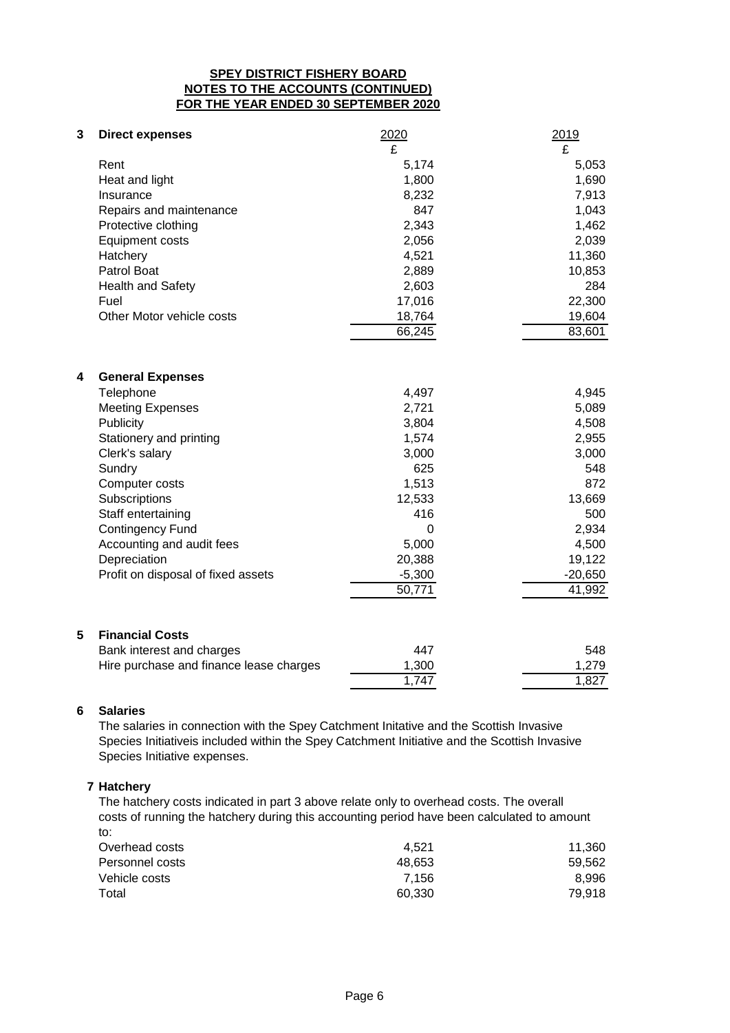**SPEY DISTRICT FISHERY BOARD**
**NOTES TO THE ACCOUNTS (CONTINUED)**
**FOR THE YEAR ENDED 30 SEPTEMBER 2020**

## 3 Direct expenses

| | 2020 | 2019 |
|---|---|---|
| | £ | £ |
| Rent | 5,174 | 5,053 |
| Heat and light | 1,800 | 1,690 |
| Insurance | 8,232 | 7,913 |
| Repairs and maintenance | 847 | 1,043 |
| Protective clothing | 2,343 | 1,462 |
| Equipment costs | 2,056 | 2,039 |
| Hatchery | 4,521 | 11,360 |
| Patrol Boat | 2,889 | 10,853 |
| Health and Safety | 2,603 | 284 |
| Fuel | 17,016 | 22,300 |
| Other Motor vehicle costs | 18,764 | 19,604 |
| | 66,245 | 83,601 |

## 4 General Expenses

| | 2020 | 2019 |
|---|---|---|
| Telephone | 4,497 | 4,945 |
| Meeting Expenses | 2,721 | 5,089 |
| Publicity | 3,804 | 4,508 |
| Stationery and printing | 1,574 | 2,955 |
| Clerk's salary | 3,000 | 3,000 |
| Sundry | 625 | 548 |
| Computer costs | 1,513 | 872 |
| Subscriptions | 12,533 | 13,669 |
| Staff entertaining | 416 | 500 |
| Contingency Fund | 0 | 2,934 |
| Accounting and audit fees | 5,000 | 4,500 |
| Depreciation | 20,388 | 19,122 |
| Profit on disposal of fixed assets | -5,300 | -20,650 |
| | 50,771 | 41,992 |

## 5 Financial Costs

| | 2020 | 2019 |
|---|---|---|
| Bank interest and charges | 447 | 548 |
| Hire purchase and finance lease charges | 1,300 | 1,279 |
| | 1,747 | 1,827 |

## 6 Salaries

The salaries in connection with the Spey Catchment Initative and the Scottish Invasive Species Initiativeis included within the Spey Catchment Initiative and the Scottish Invasive Species Initiative expenses.

## 7 Hatchery

The hatchery costs indicated in part 3 above relate only to overhead costs. The overall costs of running the hatchery during this accounting period have been calculated to amount to:

| | 2020 | 2019 |
|---|---|---|
| Overhead costs | 4,521 | 11,360 |
| Personnel costs | 48,653 | 59,562 |
| Vehicle costs | 7,156 | 8,996 |
| Total | 60,330 | 79,918 |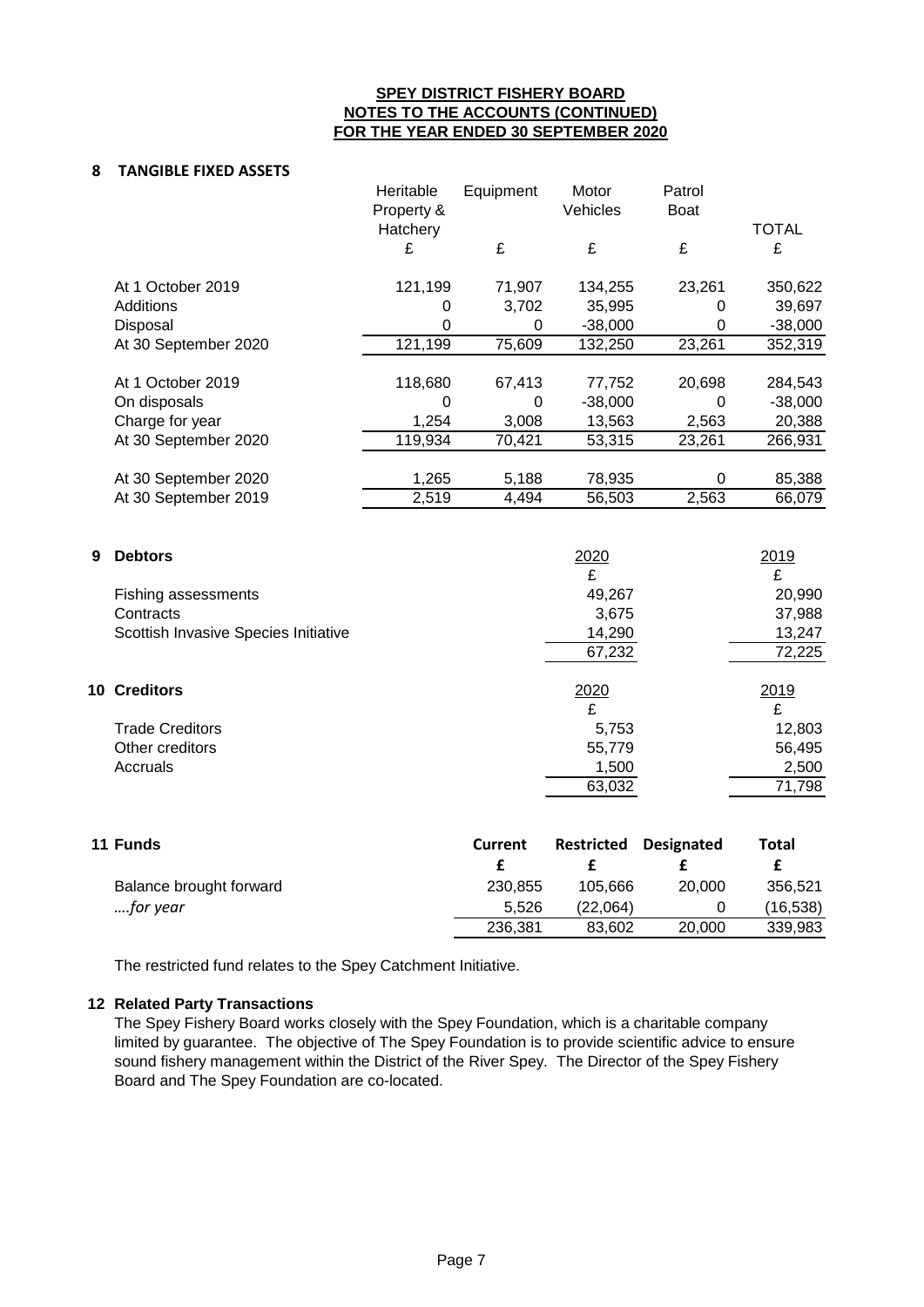**SPEY DISTRICT FISHERY BOARD**
**NOTES TO THE ACCOUNTS (CONTINUED)**
**FOR THE YEAR ENDED 30 SEPTEMBER 2020**

## 8 TANGIBLE FIXED ASSETS

| | Heritable Property & Hatchery | Equipment | Motor Vehicles | Patrol Boat | TOTAL |
|---|---|---|---|---|---|
| | £ | £ | £ | £ | £ |
| At 1 October 2019 | 121,199 | 71,907 | 134,255 | 23,261 | 350,622 |
| Additions | 0 | 3,702 | 35,995 | 0 | 39,697 |
| Disposal | 0 | 0 | -38,000 | 0 | -38,000 |
| At 30 September 2020 | 121,199 | 75,609 | 132,250 | 23,261 | 352,319 |
| | | | | | |
| At 1 October 2019 | 118,680 | 67,413 | 77,752 | 20,698 | 284,543 |
| On disposals | 0 | 0 | -38,000 | 0 | -38,000 |
| Charge for year | 1,254 | 3,008 | 13,563 | 2,563 | 20,388 |
| At 30 September 2020 | 119,934 | 70,421 | 53,315 | 23,261 | 266,931 |
| | | | | | |
| At 30 September 2020 | 1,265 | 5,188 | 78,935 | 0 | 85,388 |
| At 30 September 2019 | 2,519 | 4,494 | 56,503 | 2,563 | 66,079 |

## 9 Debtors

| | 2020 | 2019 |
|---|---|---|
| | £ | £ |
| Fishing assessments | 49,267 | 20,990 |
| Contracts | 3,675 | 37,988 |
| Scottish Invasive Species Initiative | 14,290 | 13,247 |
| | 67,232 | 72,225 |

## 10 Creditors

| | 2020 | 2019 |
|---|---|---|
| | £ | £ |
| Trade Creditors | 5,753 | 12,803 |
| Other creditors | 55,779 | 56,495 |
| Accruals | 1,500 | 2,500 |
| | 63,032 | 71,798 |

## 11 Funds

| | Current | Restricted | Designated | Total |
|---|---|---|---|---|
| | £ | £ | £ | £ |
| Balance brought forward | 230,855 | 105,666 | 20,000 | 356,521 |
| *....for year* | 5,526 | (22,064) | 0 | (16,538) |
| | 236,381 | 83,602 | 20,000 | 339,983 |

The restricted fund relates to the Spey Catchment Initiative.

## 12 Related Party Transactions

The Spey Fishery Board works closely with the Spey Foundation, which is a charitable company limited by guarantee. The objective of The Spey Foundation is to provide scientific advice to ensure sound fishery management within the District of the River Spey. The Director of the Spey Fishery Board and The Spey Foundation are co-located.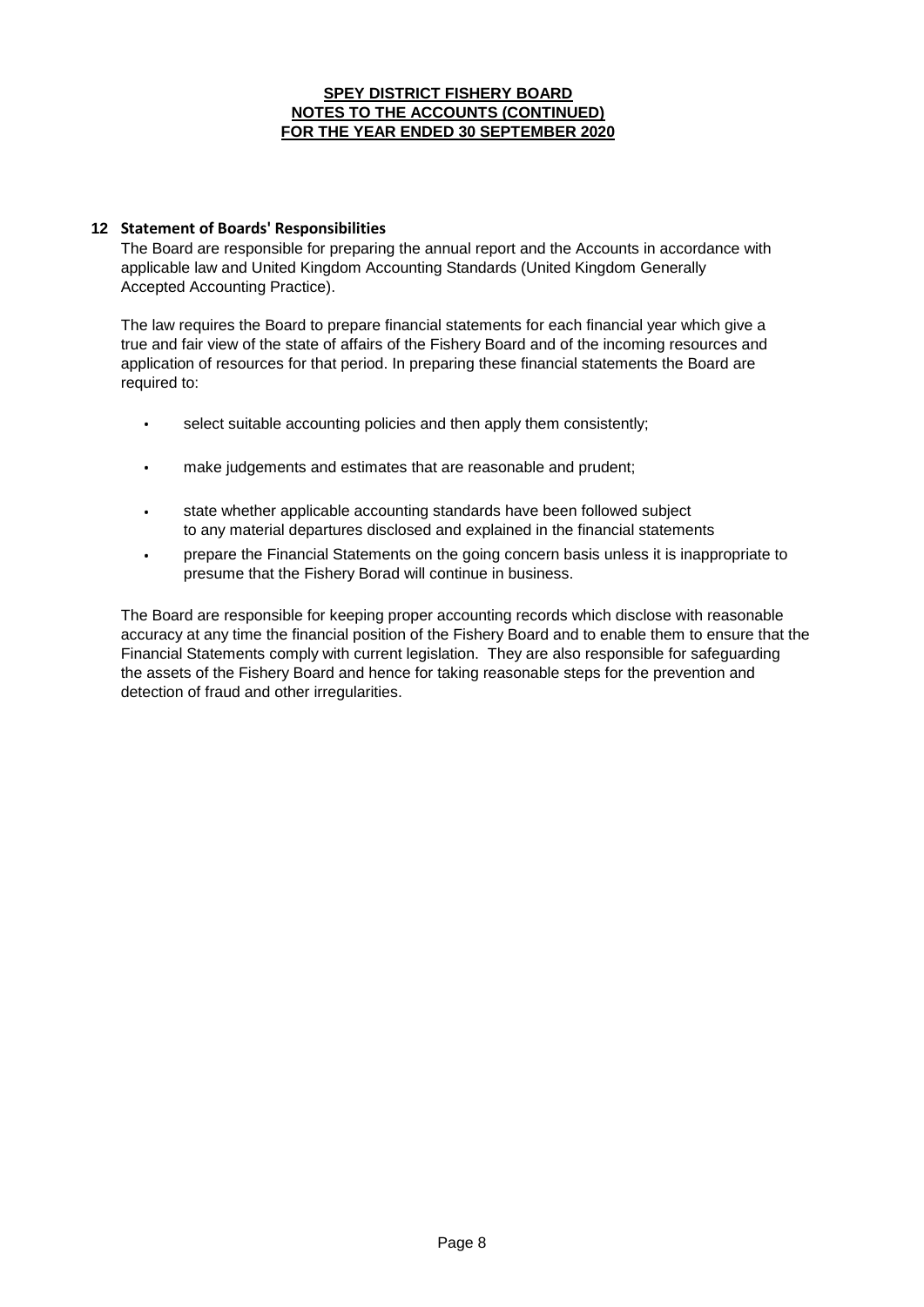**SPEY DISTRICT FISHERY BOARD**
**NOTES TO THE ACCOUNTS (CONTINUED)**
**FOR THE YEAR ENDED 30 SEPTEMBER 2020**

## 12 Statement of Boards' Responsibilities

The Board are responsible for preparing the annual report and the Accounts in accordance with applicable law and United Kingdom Accounting Standards (United Kingdom Generally Accepted Accounting Practice).

The law requires the Board to prepare financial statements for each financial year which give a true and fair view of the state of affairs of the Fishery Board and of the incoming resources and application of resources for that period. In preparing these financial statements the Board are required to:

- select suitable accounting policies and then apply them consistently;
- make judgements and estimates that are reasonable and prudent;
- state whether applicable accounting standards have been followed subject to any material departures disclosed and explained in the financial statements
- prepare the Financial Statements on the going concern basis unless it is inappropriate to presume that the Fishery Borad will continue in business.

The Board are responsible for keeping proper accounting records which disclose with reasonable accuracy at any time the financial position of the Fishery Board and to enable them to ensure that the Financial Statements comply with current legislation. They are also responsible for safeguarding the assets of the Fishery Board and hence for taking reasonable steps for the prevention and detection of fraud and other irregularities.